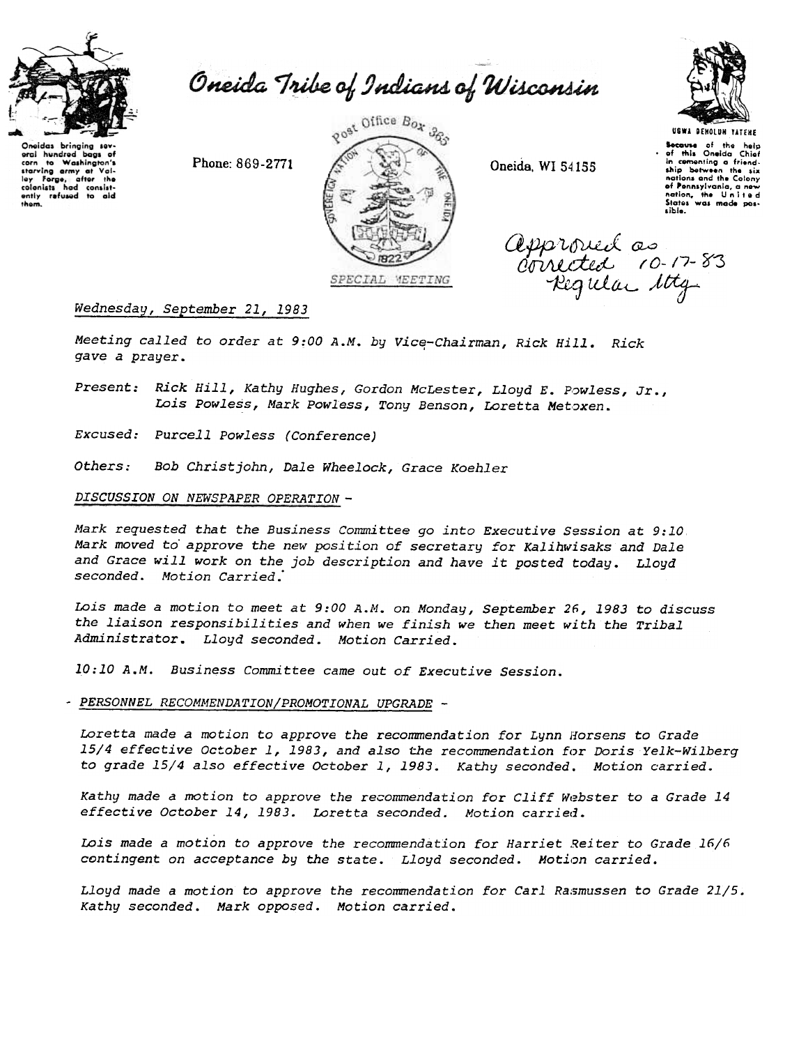# Oneida Tribe of Indians of Wisconsin

Oneidas bringing several hundred bags of corn to Washington's starving army at Valley Forge, after the colonists had consistently refused to aid them.

Phone: 869-2771

Post Office Box 365

Oneida, WI 54155

UGWA DEHOLUH YATEHE

Because of the help of this Oneida Chief in cementing a friendship between the six nations and the Colony of Pennsylvania, a new nation, the United States was made possible.

SPECIAL MEETING

Approved as corrected 10-17-83 Regular Mtg

*Wednesday, September 21, 1983*

*Meeting called to order at 9:00 A.M. by Vice-Chairman, Rick Hill. Rick gave a prayer.*

*Present: Rick Hill, Kathy Hughes, Gordon McLester, Lloyd E. Powless, Jr., Lois Powless, Mark Powless, Tony Benson, Loretta Metoxen.*

*Excused: Purcell Powless (Conference)*

*Others: Bob Christjohn, Dale Wheelock, Grace Koehler*

*DISCUSSION ON NEWSPAPER OPERATION -*

*Mark requested that the Business Committee go into Executive Session at 9:10. Mark moved to approve the new position of secretary for Kalihwisaks and Dale and Grace will work on the job description and have it posted today. Lloyd seconded. Motion Carried.*

*Lois made a motion to meet at 9:00 A.M. on Monday, September 26, 1983 to discuss the liaison responsibilities and when we finish we then meet with the Tribal Administrator. Lloyd seconded. Motion Carried.*

*10:10 A.M. Business Committee came out of Executive Session.*

*- PERSONNEL RECOMMENDATION/PROMOTIONAL UPGRADE -*

*Loretta made a motion to approve the recommendation for Lynn Horsens to Grade 15/4 effective October 1, 1983, and also the recommendation for Doris Yelk-Wilberg to grade 15/4 also effective October 1, 1983. Kathy seconded. Motion carried.*

*Kathy made a motion to approve the recommendation for Cliff Webster to a Grade 14 effective October 14, 1983. Loretta seconded. Motion carried.*

*Lois made a motion to approve the recommendation for Harriet Reiter to Grade 16/6 contingent on acceptance by the state. Lloyd seconded. Motion carried.*

*Lloyd made a motion to approve the recommendation for Carl Rasmussen to Grade 21/5. Kathy seconded. Mark opposed. Motion carried.*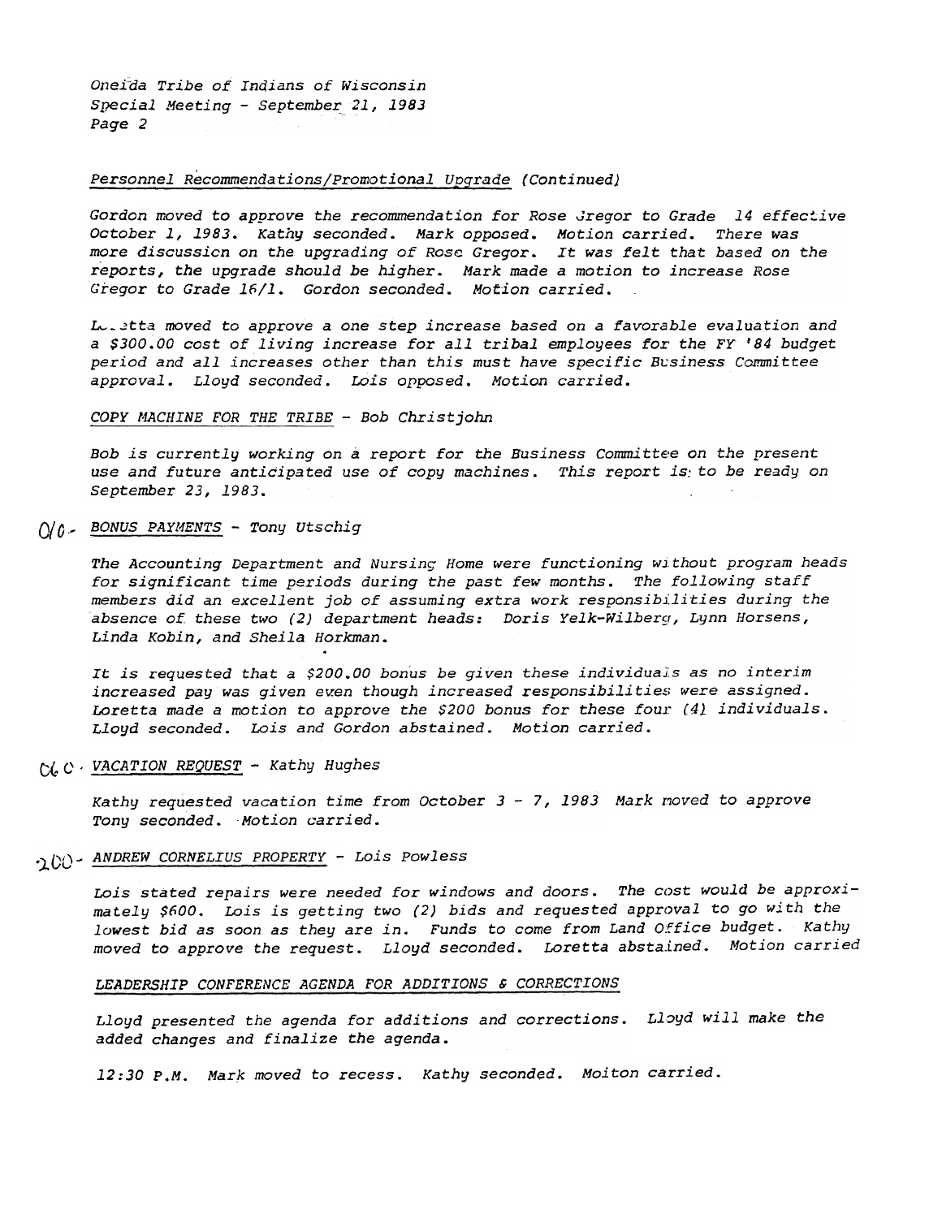Oneida Tribe of Indians of Wisconsin
Special Meeting - September 21, 1983

*Personnel Recommendations/Promotional Upgrade (Continued)*

Gordon moved to approve the recommendation for Rose Gregor to Grade 14 effective October 1, 1983. Kathy seconded. Mark opposed. Motion carried. There was more discussion on the upgrading of Rose Gregor. It was felt that based on the reports, the upgrade should be higher. Mark made a motion to increase Rose Gregor to Grade 16/1. Gordon seconded. Motion carried.

Loretta moved to approve a one step increase based on a favorable evaluation and a $300.00 cost of living increase for all tribal employees for the FY '84 budget period and all increases other than this must have specific Business Committee approval. Lloyd seconded. Lois opposed. Motion carried.

*COPY MACHINE FOR THE TRIBE* - Bob Christjohn

Bob is currently working on a report for the Business Committee on the present use and future anticipated use of copy machines. This report is to be ready on September 23, 1983.

010- *BONUS PAYMENTS* - Tony Utschig

The Accounting Department and Nursing Home were functioning without program heads for significant time periods during the past few months. The following staff members did an excellent job of assuming extra work responsibilities during the absence of these two (2) department heads: Doris Yelk-Wilberg, Lynn Horsens, Linda Kobin, and Sheila Horkman.

It is requested that a $200.00 bonus be given these individuals as no interim increased pay was given even though increased responsibilities were assigned. Loretta made a motion to approve the $200 bonus for these four (4) individuals. Lloyd seconded. Lois and Gordon abstained. Motion carried.

060- *VACATION REQUEST* - Kathy Hughes

Kathy requested vacation time from October 3 - 7, 1983 Mark moved to approve Tony seconded. Motion carried.

200- *ANDREW CORNELIUS PROPERTY* - Lois Powless

Lois stated repairs were needed for windows and doors. The cost would be approximately $600. Lois is getting two (2) bids and requested approval to go with the lowest bid as soon as they are in. Funds to come from Land Office budget. Kathy moved to approve the request. Lloyd seconded. Loretta abstained. Motion carried

*LEADERSHIP CONFERENCE AGENDA FOR ADDITIONS & CORRECTIONS*

Lloyd presented the agenda for additions and corrections. Lloyd will make the added changes and finalize the agenda.

12:30 P.M. Mark moved to recess. Kathy seconded. Moiton carried.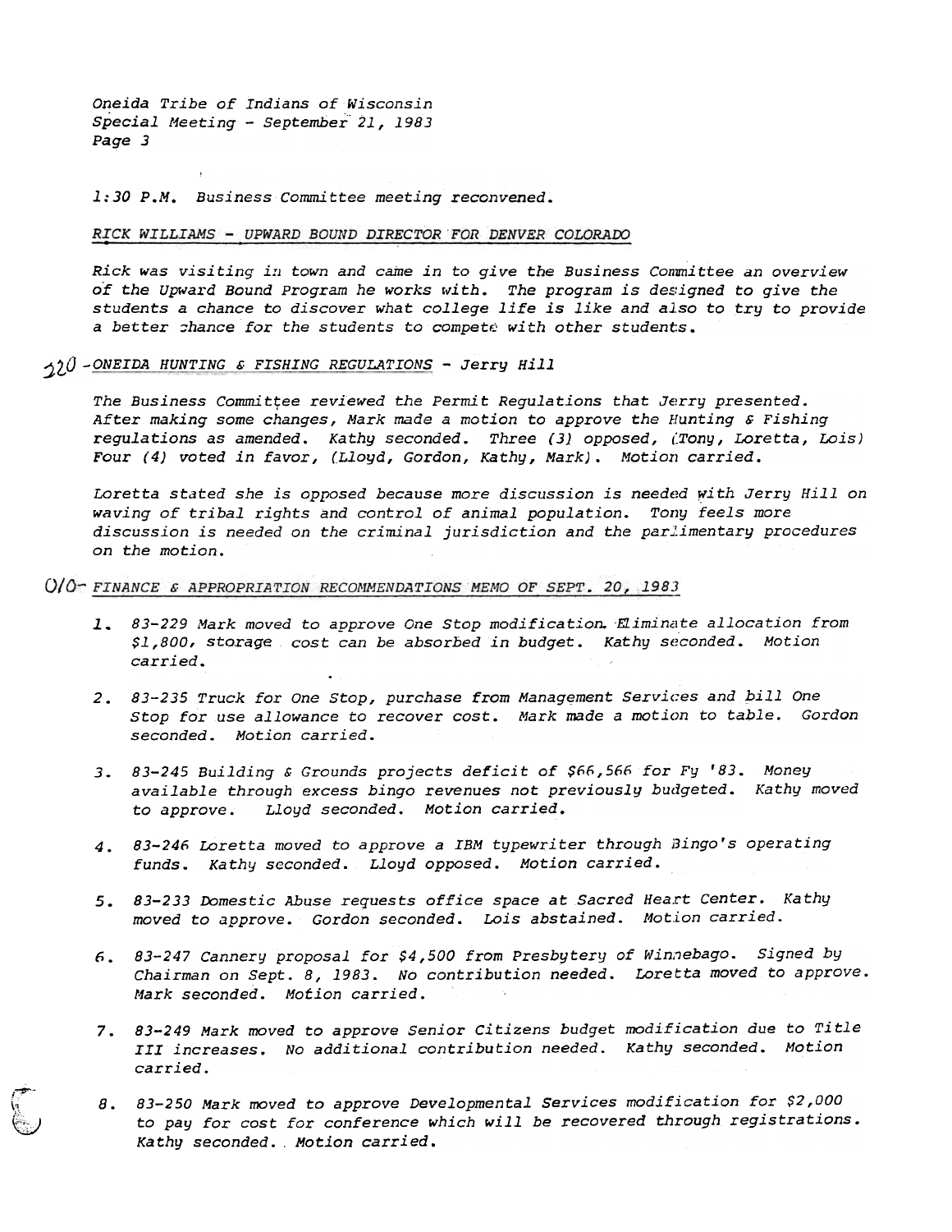1:30 P.M. Business Committee meeting reconvened.

RICK WILLIAMS - UPWARD BOUND DIRECTOR FOR DENVER COLORADO

Rick was visiting in town and came in to give the Business Committee an overview of the Upward Bound Program he works with. The program is designed to give the students a chance to discover what college life is like and also to try to provide a better chance for the students to compete with other students.

320 - ONEIDA HUNTING & FISHING REGULATIONS - Jerry Hill

The Business Committee reviewed the Permit Regulations that Jerry presented. After making some changes, Mark made a motion to approve the Hunting & Fishing regulations as amended. Kathy seconded. Three (3) opposed, (Tony, Loretta, Lois) Four (4) voted in favor, (Lloyd, Gordon, Kathy, Mark). Motion carried.

Loretta stated she is opposed because more discussion is needed with Jerry Hill on waving of tribal rights and control of animal population. Tony feels more discussion is needed on the criminal jurisdiction and the parlimentary procedures on the motion.

010 - FINANCE & APPROPRIATION RECOMMENDATIONS MEMO OF SEPT. 20, 1983

1. 83-229 Mark moved to approve One Stop modification. Eliminate allocation from $1,800, storage cost can be absorbed in budget. Kathy seconded. Motion carried.

2. 83-235 Truck for One Stop, purchase from Management Services and bill One Stop for use allowance to recover cost. Mark made a motion to table. Gordon seconded. Motion carried.

3. 83-245 Building & Grounds projects deficit of $66,566 for Fy '83. Money available through excess bingo revenues not previously budgeted. Kathy moved to approve. Lloyd seconded. Motion carried.

4. 83-246 Loretta moved to approve a IBM typewriter through Bingo's operating funds. Kathy seconded. Lloyd opposed. Motion carried.

5. 83-233 Domestic Abuse requests office space at Sacred Heart Center. Kathy moved to approve. Gordon seconded. Lois abstained. Motion carried.

6. 83-247 Cannery proposal for $4,500 from Presbytery of Winnebago. Signed by Chairman on Sept. 8, 1983. No contribution needed. Loretta moved to approve. Mark seconded. Motion carried.

7. 83-249 Mark moved to approve Senior Citizens budget modification due to Title III increases. No additional contribution needed. Kathy seconded. Motion carried.

8. 83-250 Mark moved to approve Developmental Services modification for $2,000 to pay for cost for conference which will be recovered through registrations. Kathy seconded. Motion carried.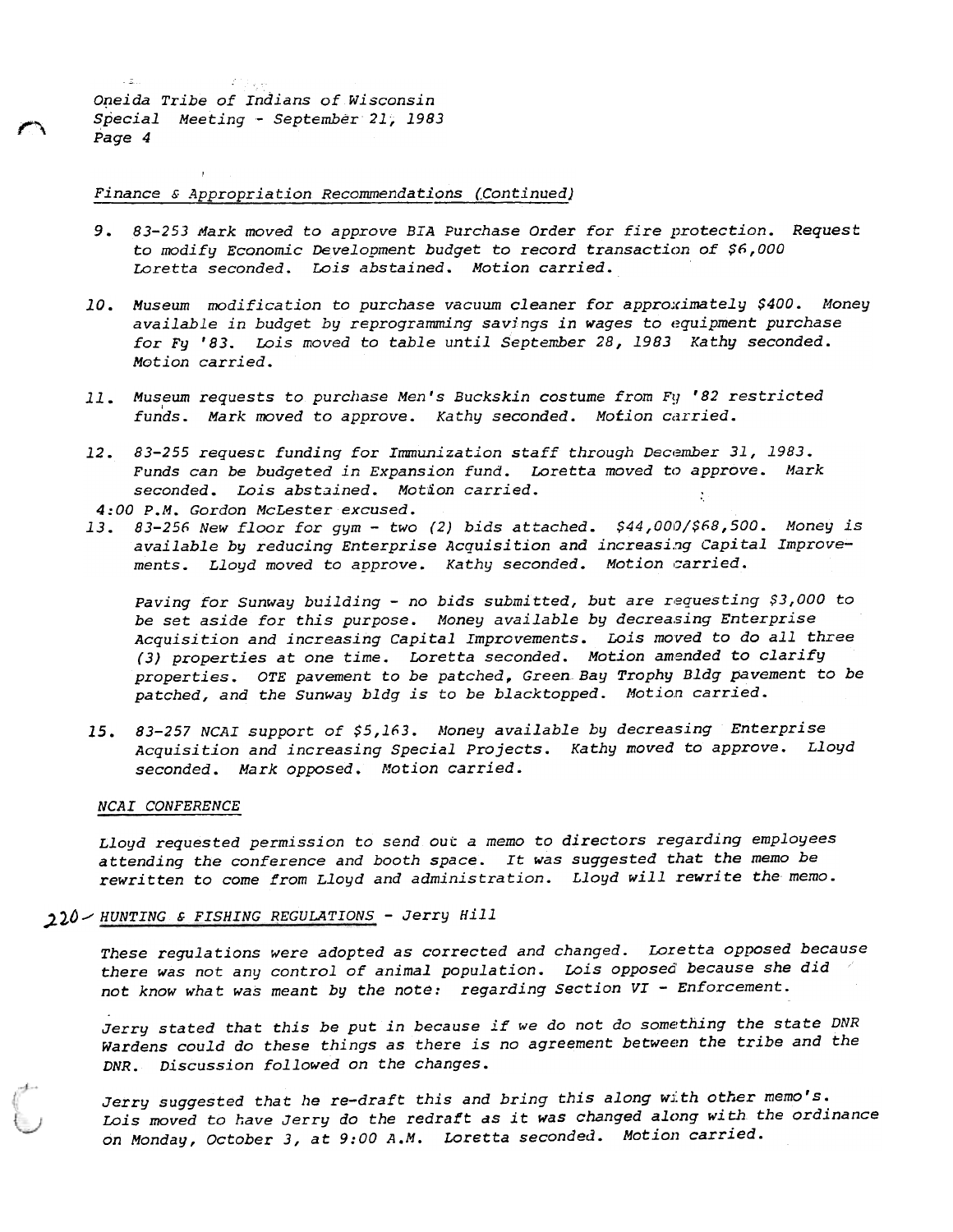*Finance & Appropriation Recommendations (Continued)*

9. 83-253 Mark moved to approve BIA Purchase Order for fire protection. Request to modify Economic Development budget to record transaction of $6,000 Loretta seconded. Lois abstained. Motion carried.

10. Museum modification to purchase vacuum cleaner for approximately $400. Money available in budget by reprogramming savings in wages to equipment purchase for Fy '83. Lois moved to table until September 28, 1983 Kathy seconded. Motion carried.

11. Museum requests to purchase Men's Buckskin costume from Fy '82 restricted funds. Mark moved to approve. Kathy seconded. Motion carried.

12. 83-255 request funding for Immunization staff through December 31, 1983. Funds can be budgeted in Expansion fund. Loretta moved to approve. Mark seconded. Lois abstained. Motion carried.

4:00 P.M. Gordon McLester excused.

13. 83-256 New floor for gym - two (2) bids attached. $44,000/$68,500. Money is available by reducing Enterprise Acquisition and increasing Capital Improvements. Lloyd moved to approve. Kathy seconded. Motion carried.

    Paving for Sunway building - no bids submitted, but are requesting $3,000 to be set aside for this purpose. Money available by decreasing Enterprise Acquisition and increasing Capital Improvements. Lois moved to do all three (3) properties at one time. Loretta seconded. Motion amended to clarify properties. OTE pavement to be patched, Green Bay Trophy Bldg pavement to be patched, and the Sunway bldg is to be blacktopped. Motion carried.

15. 83-257 NCAI support of $5,163. Money available by decreasing Enterprise Acquisition and increasing Special Projects. Kathy moved to approve. Lloyd seconded. Mark opposed. Motion carried.

*NCAI CONFERENCE*

Lloyd requested permission to send out a memo to directors regarding employees attending the conference and booth space. It was suggested that the memo be rewritten to come from Lloyd and administration. Lloyd will rewrite the memo.

220 - *HUNTING & FISHING REGULATIONS* - Jerry Hill

These regulations were adopted as corrected and changed. Loretta opposed because there was not any control of animal population. Lois opposed because she did not know what was meant by the note: regarding Section VI - Enforcement.

Jerry stated that this be put in because if we do not do something the state DNR Wardens could do these things as there is no agreement between the tribe and the DNR. Discussion followed on the changes.

Jerry suggested that he re-draft this and bring this along with other memo's. Lois moved to have Jerry do the redraft as it was changed along with the ordinance on Monday, October 3, at 9:00 A.M. Loretta seconded. Motion carried.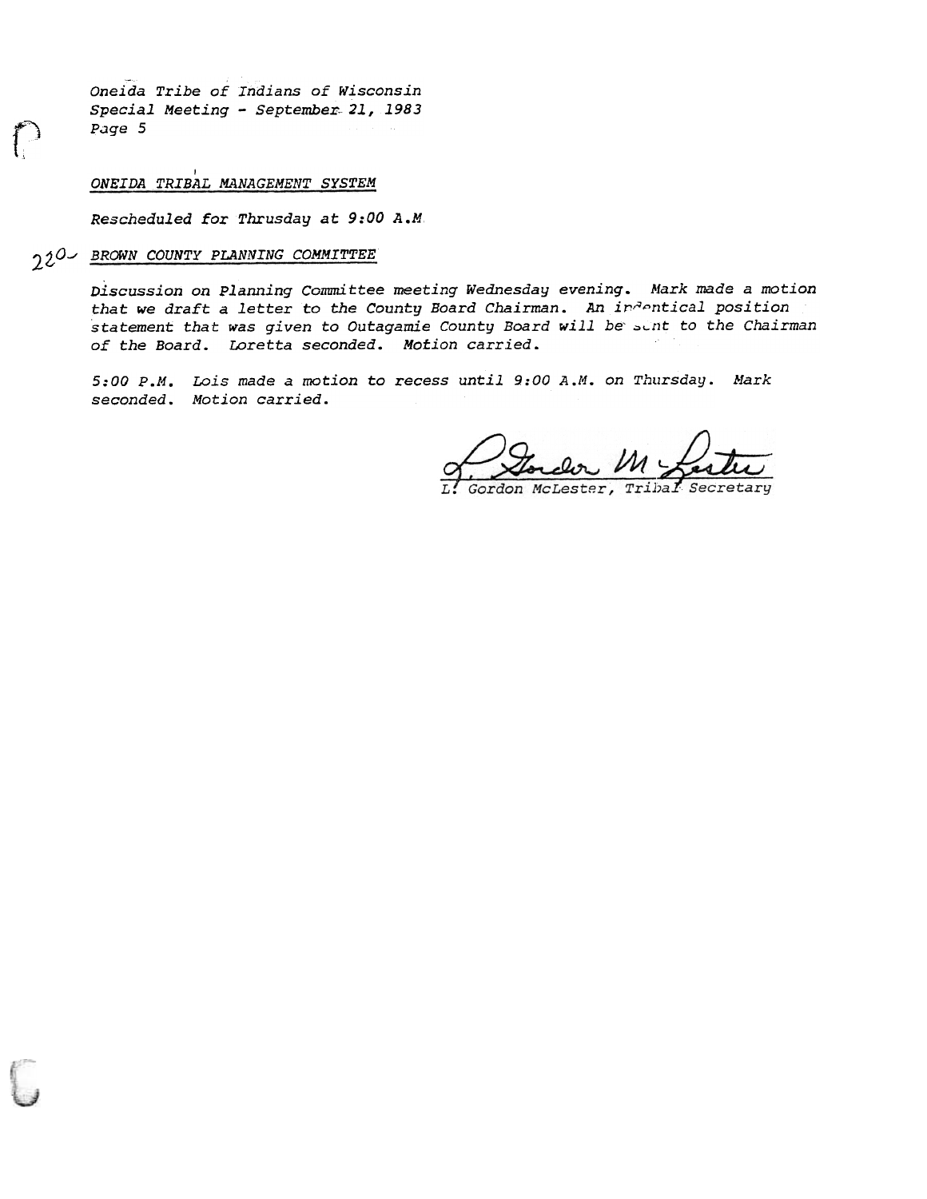ONEIDA TRIBAL MANAGEMENT SYSTEM

*Rescheduled for Thrusday at 9:00 A.M*

220- BROWN COUNTY PLANNING COMMITTEE

*Discussion on Planning Committee meeting Wednesday evening. Mark made a motion that we draft a letter to the County Board Chairman. An indentical position statement that was given to Outagamie County Board will be sent to the Chairman of the Board. Loretta seconded. Motion carried.*

*5:00 P.M. Lois made a motion to recess until 9:00 A.M. on Thursday. Mark seconded. Motion carried.*

*L. Gordon McLester, Tribal Secretary*